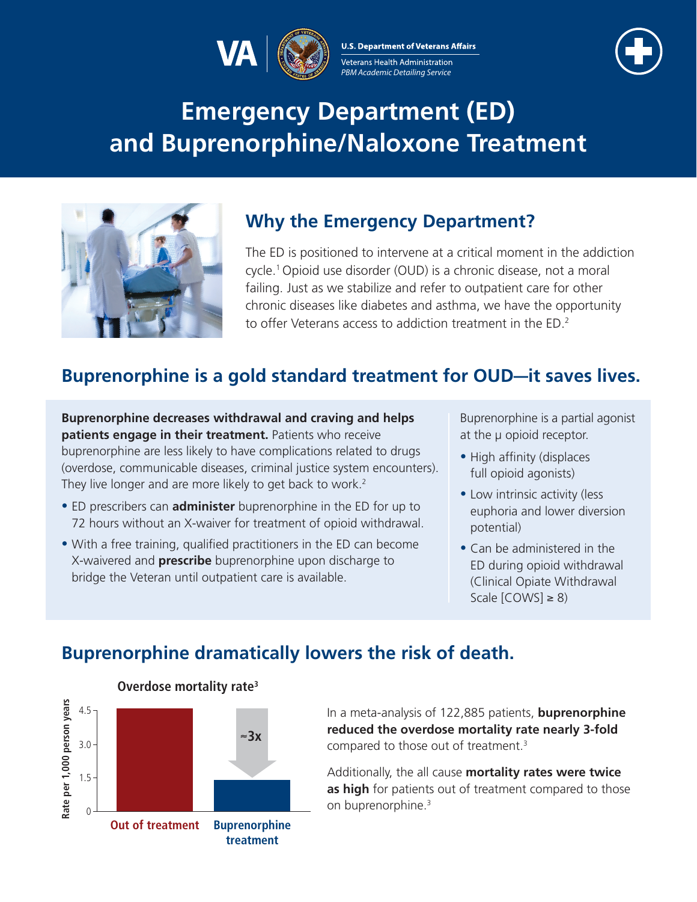U.S. Department of Veterans Affairs
Veterans Health Administration
*PBM Academic Detailing Service*

# Emergency Department (ED) and Buprenorphine/Naloxone Treatment

## Why the Emergency Department?

The ED is positioned to intervene at a critical moment in the addiction cycle.[1] Opioid use disorder (OUD) is a chronic disease, not a moral failing. Just as we stabilize and refer to outpatient care for other chronic diseases like diabetes and asthma, we have the opportunity to offer Veterans access to addiction treatment in the ED.[2]

## Buprenorphine is a gold standard treatment for OUD—it saves lives.

**Buprenorphine decreases withdrawal and craving and helps patients engage in their treatment.** Patients who receive buprenorphine are less likely to have complications related to drugs (overdose, communicable diseases, criminal justice system encounters). They live longer and are more likely to get back to work.[2]

- ED prescribers can **administer** buprenorphine in the ED for up to 72 hours without an X-waiver for treatment of opioid withdrawal.
- With a free training, qualified practitioners in the ED can become X-waivered and **prescribe** buprenorphine upon discharge to bridge the Veteran until outpatient care is available.

Buprenorphine is a partial agonist at the μ opioid receptor.

- High affinity (displaces full opioid agonists)
- Low intrinsic activity (less euphoria and lower diversion potential)
- Can be administered in the ED during opioid withdrawal (Clinical Opiate Withdrawal Scale [COWS] ≥ 8)

## Buprenorphine dramatically lowers the risk of death.

**Overdose mortality rate[3]**

| | Rate per 1,000 person years |
|---|---|
| Out of treatment | ~4.5 |
| Buprenorphine treatment | ~1.4 (≈3x lower) |

In a meta-analysis of 122,885 patients, **buprenorphine reduced the overdose mortality rate nearly 3-fold** compared to those out of treatment.[3]

Additionally, the all cause **mortality rates were twice as high** for patients out of treatment compared to those on buprenorphine.[3]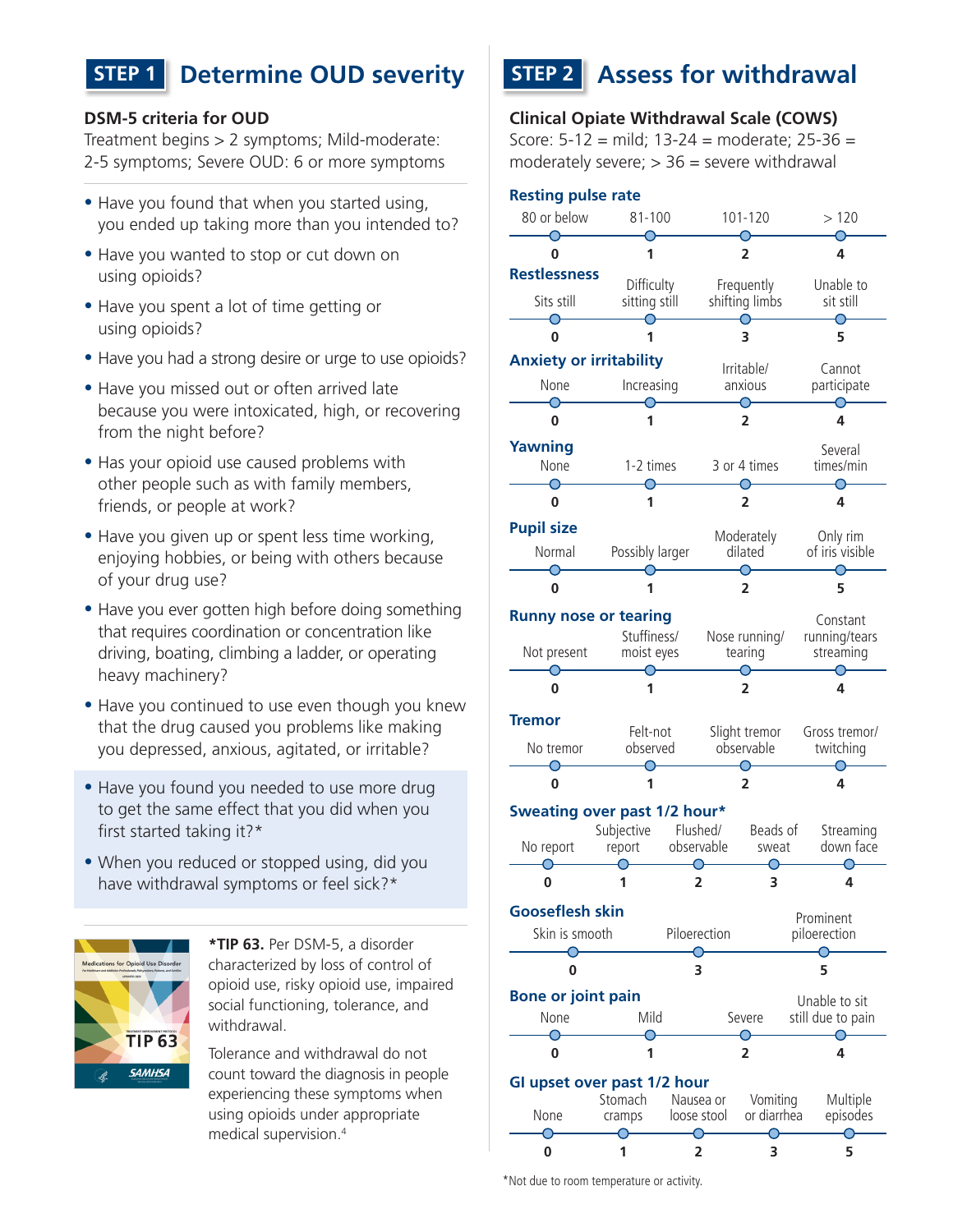## STEP 1 Determine OUD severity

**DSM-5 criteria for OUD**

Treatment begins > 2 symptoms; Mild-moderate: 2-5 symptoms; Severe OUD: 6 or more symptoms

- Have you found that when you started using, you ended up taking more than you intended to?
- Have you wanted to stop or cut down on using opioids?
- Have you spent a lot of time getting or using opioids?
- Have you had a strong desire or urge to use opioids?
- Have you missed out or often arrived late because you were intoxicated, high, or recovering from the night before?
- Has your opioid use caused problems with other people such as with family members, friends, or people at work?
- Have you given up or spent less time working, enjoying hobbies, or being with others because of your drug use?
- Have you ever gotten high before doing something that requires coordination or concentration like driving, boating, climbing a ladder, or operating heavy machinery?
- Have you continued to use even though you knew that the drug caused you problems like making you depressed, anxious, agitated, or irritable?
- Have you found you needed to use more drug to get the same effect that you did when you first started taking it?*
- When you reduced or stopped using, did you have withdrawal symptoms or feel sick?*

***TIP 63.** Per DSM-5, a disorder characterized by loss of control of opioid use, risky opioid use, impaired social functioning, tolerance, and withdrawal.

Tolerance and withdrawal do not count toward the diagnosis in people experiencing these symptoms when using opioids under appropriate medical supervision.[4]

## STEP 2 Assess for withdrawal

**Clinical Opiate Withdrawal Scale (COWS)**

Score: 5-12 = mild; 13-24 = moderate; 25-36 = moderately severe; > 36 = severe withdrawal

**Resting pulse rate**

| 80 or below | 81-100 | 101-120 | > 120 |
|---|---|---|---|
| 0 | 1 | 2 | 4 |

**Restlessness**

| Sits still | Difficulty sitting still | Frequently shifting limbs | Unable to sit still |
|---|---|---|---|
| 0 | 1 | 3 | 5 |

**Anxiety or irritability**

| None | Increasing | Irritable/ anxious | Cannot participate |
|---|---|---|---|
| 0 | 1 | 2 | 4 |

**Yawning**

| None | 1-2 times | 3 or 4 times | Several times/min |
|---|---|---|---|
| 0 | 1 | 2 | 4 |

**Pupil size**

| Normal | Possibly larger | Moderately dilated | Only rim of iris visible |
|---|---|---|---|
| 0 | 1 | 2 | 5 |

**Runny nose or tearing**

| Not present | Stuffiness/ moist eyes | Nose running/ tearing | Constant running/tears streaming |
|---|---|---|---|
| 0 | 1 | 2 | 4 |

**Tremor**

| No tremor | Felt-not observed | Slight tremor observable | Gross tremor/ twitching |
|---|---|---|---|
| 0 | 1 | 2 | 4 |

**Sweating over past 1/2 hour***

| No report | Subjective report | Flushed/ observable | Beads of sweat | Streaming down face |
|---|---|---|---|---|
| 0 | 1 | 2 | 3 | 4 |

**Gooseflesh skin**

| Skin is smooth | Piloerection | Prominent piloerection |
|---|---|---|
| 0 | 3 | 5 |

**Bone or joint pain**

| None | Mild | Severe | Unable to sit still due to pain |
|---|---|---|---|
| 0 | 1 | 2 | 4 |

**GI upset over past 1/2 hour**

| None | Stomach cramps | Nausea or loose stool | Vomiting or diarrhea | Multiple episodes |
|---|---|---|---|---|
| 0 | 1 | 2 | 3 | 5 |

*Not due to room temperature or activity.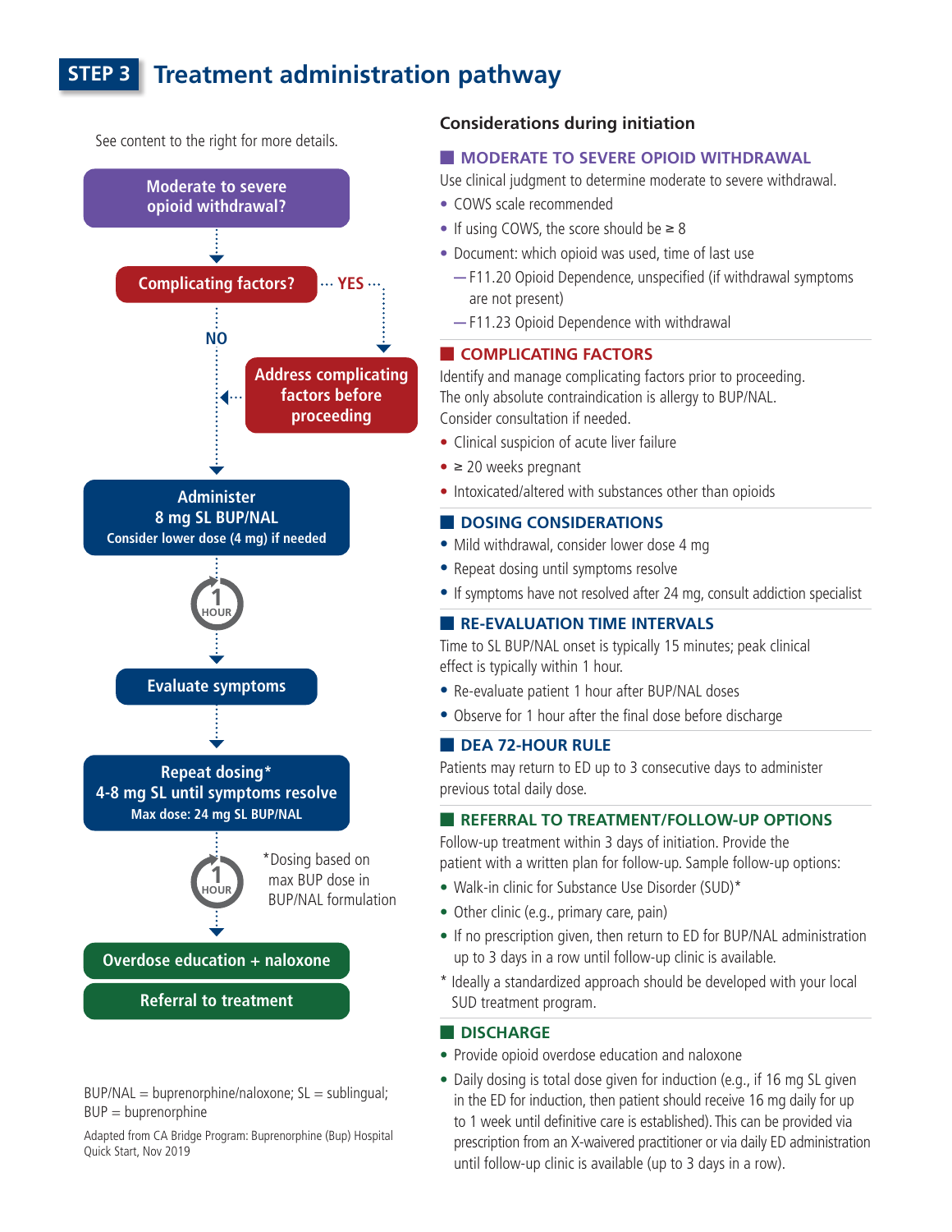# STEP 3 Treatment administration pathway

See content to the right for more details.

**Moderate to severe opioid withdrawal?**

↓

**Complicating factors?** → YES → **Address complicating factors before proceeding**

↓ NO

**Administer 8 mg SL BUP/NAL**
Consider lower dose (4 mg) if needed

↓ 1 HOUR

**Evaluate symptoms**

↓

**Repeat dosing* 4-8 mg SL until symptoms resolve**
Max dose: 24 mg SL BUP/NAL

↓ 1 HOUR

*Dosing based on max BUP dose in BUP/NAL formulation

**Overdose education + naloxone**

**Referral to treatment**

BUP/NAL = buprenorphine/naloxone; SL = sublingual; BUP = buprenorphine

Adapted from CA Bridge Program: Buprenorphine (Bup) Hospital Quick Start, Nov 2019

## Considerations during initiation

### MODERATE TO SEVERE OPIOID WITHDRAWAL

Use clinical judgment to determine moderate to severe withdrawal.

- COWS scale recommended
- If using COWS, the score should be ≥ 8
- Document: which opioid was used, time of last use
  - F11.20 Opioid Dependence, unspecified (if withdrawal symptoms are not present)
  - F11.23 Opioid Dependence with withdrawal

### COMPLICATING FACTORS

Identify and manage complicating factors prior to proceeding. The only absolute contraindication is allergy to BUP/NAL. Consider consultation if needed.

- Clinical suspicion of acute liver failure
- ≥ 20 weeks pregnant
- Intoxicated/altered with substances other than opioids

### DOSING CONSIDERATIONS

- Mild withdrawal, consider lower dose 4 mg
- Repeat dosing until symptoms resolve
- If symptoms have not resolved after 24 mg, consult addiction specialist

### RE-EVALUATION TIME INTERVALS

Time to SL BUP/NAL onset is typically 15 minutes; peak clinical effect is typically within 1 hour.

- Re-evaluate patient 1 hour after BUP/NAL doses
- Observe for 1 hour after the final dose before discharge

### DEA 72-HOUR RULE

Patients may return to ED up to 3 consecutive days to administer previous total daily dose.

### REFERRAL TO TREATMENT/FOLLOW-UP OPTIONS

Follow-up treatment within 3 days of initiation. Provide the patient with a written plan for follow-up. Sample follow-up options:

- Walk-in clinic for Substance Use Disorder (SUD)*
- Other clinic (e.g., primary care, pain)
- If no prescription given, then return to ED for BUP/NAL administration up to 3 days in a row until follow-up clinic is available.

\* Ideally a standardized approach should be developed with your local SUD treatment program.

### DISCHARGE

- Provide opioid overdose education and naloxone
- Daily dosing is total dose given for induction (e.g., if 16 mg SL given in the ED for induction, then patient should receive 16 mg daily for up to 1 week until definitive care is established). This can be provided via prescription from an X-waivered practitioner or via daily ED administration until follow-up clinic is available (up to 3 days in a row).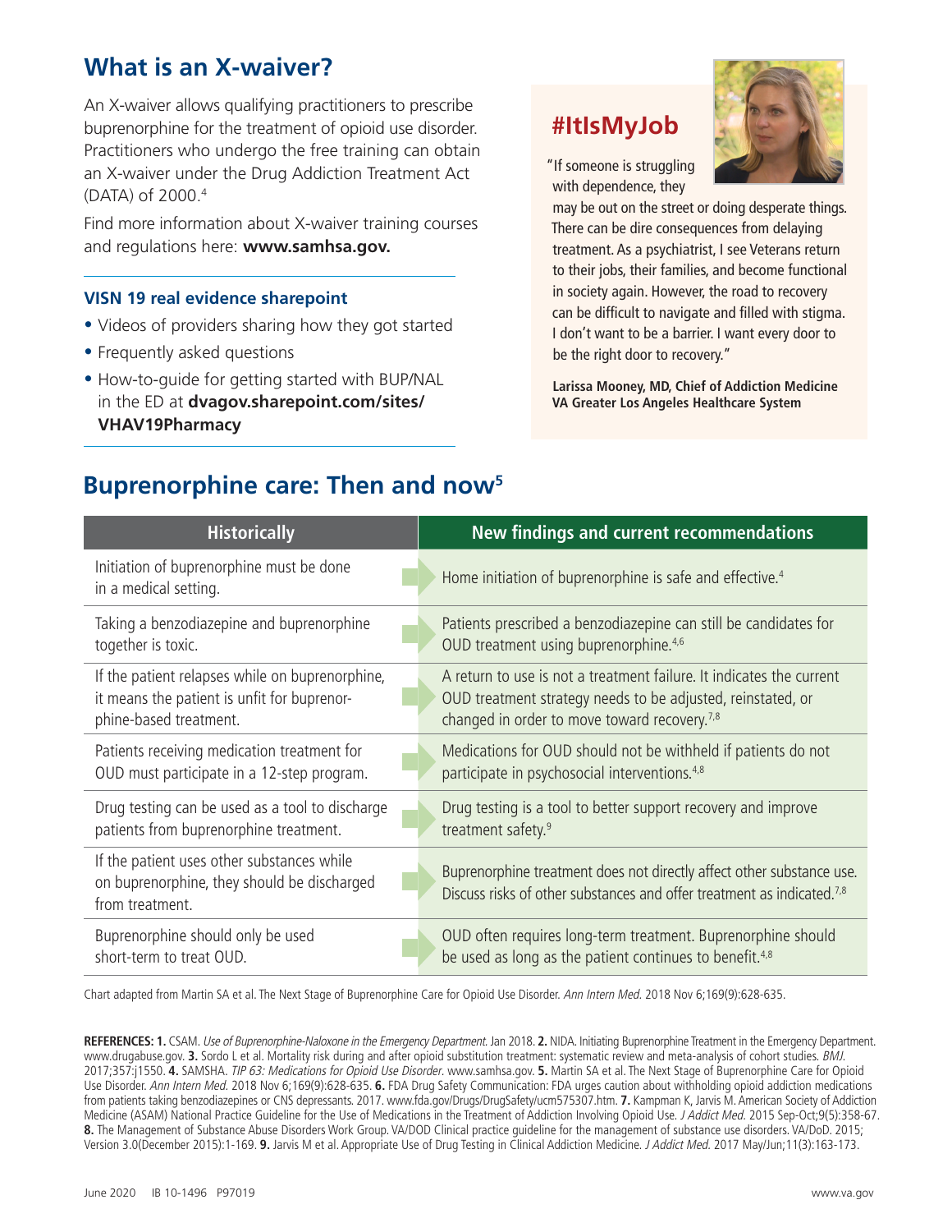## What is an X-waiver?

An X-waiver allows qualifying practitioners to prescribe buprenorphine for the treatment of opioid use disorder. Practitioners who undergo the free training can obtain an X-waiver under the Drug Addiction Treatment Act (DATA) of 2000.[4]

Find more information about X-waiver training courses and regulations here: **www.samhsa.gov.**

### VISN 19 real evidence sharepoint

- Videos of providers sharing how they got started
- Frequently asked questions
- How-to-guide for getting started with BUP/NAL in the ED at **dvagov.sharepoint.com/sites/VHAV19Pharmacy**

## #ItIsMyJob

"If someone is struggling with dependence, they may be out on the street or doing desperate things. There can be dire consequences from delaying treatment. As a psychiatrist, I see Veterans return to their jobs, their families, and become functional in society again. However, the road to recovery can be difficult to navigate and filled with stigma. I don't want to be a barrier. I want every door to be the right door to recovery."

**Larissa Mooney, MD, Chief of Addiction Medicine**
**VA Greater Los Angeles Healthcare System**

## Buprenorphine care: Then and now[5]

| Historically | New findings and current recommendations |
| --- | --- |
| Initiation of buprenorphine must be done in a medical setting. | Home initiation of buprenorphine is safe and effective.[4] |
| Taking a benzodiazepine and buprenorphine together is toxic. | Patients prescribed a benzodiazepine can still be candidates for OUD treatment using buprenorphine.[4,6] |
| If the patient relapses while on buprenorphine, it means the patient is unfit for buprenorphine-based treatment. | A return to use is not a treatment failure. It indicates the current OUD treatment strategy needs to be adjusted, reinstated, or changed in order to move toward recovery.[7,8] |
| Patients receiving medication treatment for OUD must participate in a 12-step program. | Medications for OUD should not be withheld if patients do not participate in psychosocial interventions.[4,8] |
| Drug testing can be used as a tool to discharge patients from buprenorphine treatment. | Drug testing is a tool to better support recovery and improve treatment safety.[9] |
| If the patient uses other substances while on buprenorphine, they should be discharged from treatment. | Buprenorphine treatment does not directly affect other substance use. Discuss risks of other substances and offer treatment as indicated.[7,8] |
| Buprenorphine should only be used short-term to treat OUD. | OUD often requires long-term treatment. Buprenorphine should be used as long as the patient continues to benefit.[4,8] |

Chart adapted from Martin SA et al. The Next Stage of Buprenorphine Care for Opioid Use Disorder. *Ann Intern Med.* 2018 Nov 6;169(9):628-635.

**REFERENCES: 1.** CSAM. *Use of Buprenorphine-Naloxone in the Emergency Department.* Jan 2018. **2.** NIDA. Initiating Buprenorphine Treatment in the Emergency Department. www.drugabuse.gov. **3.** Sordo L et al. Mortality risk during and after opioid substitution treatment: systematic review and meta-analysis of cohort studies. *BMJ.* 2017;357:j1550. **4.** SAMSHA. *TIP 63: Medications for Opioid Use Disorder.* www.samhsa.gov. **5.** Martin SA et al. The Next Stage of Buprenorphine Care for Opioid Use Disorder. *Ann Intern Med.* 2018 Nov 6;169(9):628-635. **6.** FDA Drug Safety Communication: FDA urges caution about withholding opioid addiction medications from patients taking benzodiazepines or CNS depressants. 2017. www.fda.gov/Drugs/DrugSafety/ucm575307.htm. **7.** Kampman K, Jarvis M. American Society of Addiction Medicine (ASAM) National Practice Guideline for the Use of Medications in the Treatment of Addiction Involving Opioid Use. *J Addict Med.* 2015 Sep-Oct;9(5):358-67. **8.** The Management of Substance Abuse Disorders Work Group. VA/DOD Clinical practice guideline for the management of substance use disorders. VA/DoD. 2015; Version 3.0(December 2015):1-169. **9.** Jarvis M et al. Appropriate Use of Drug Testing in Clinical Addiction Medicine. *J Addict Med.* 2017 May/Jun;11(3):163-173.

June 2020 IB 10-1496 P97019

www.va.gov